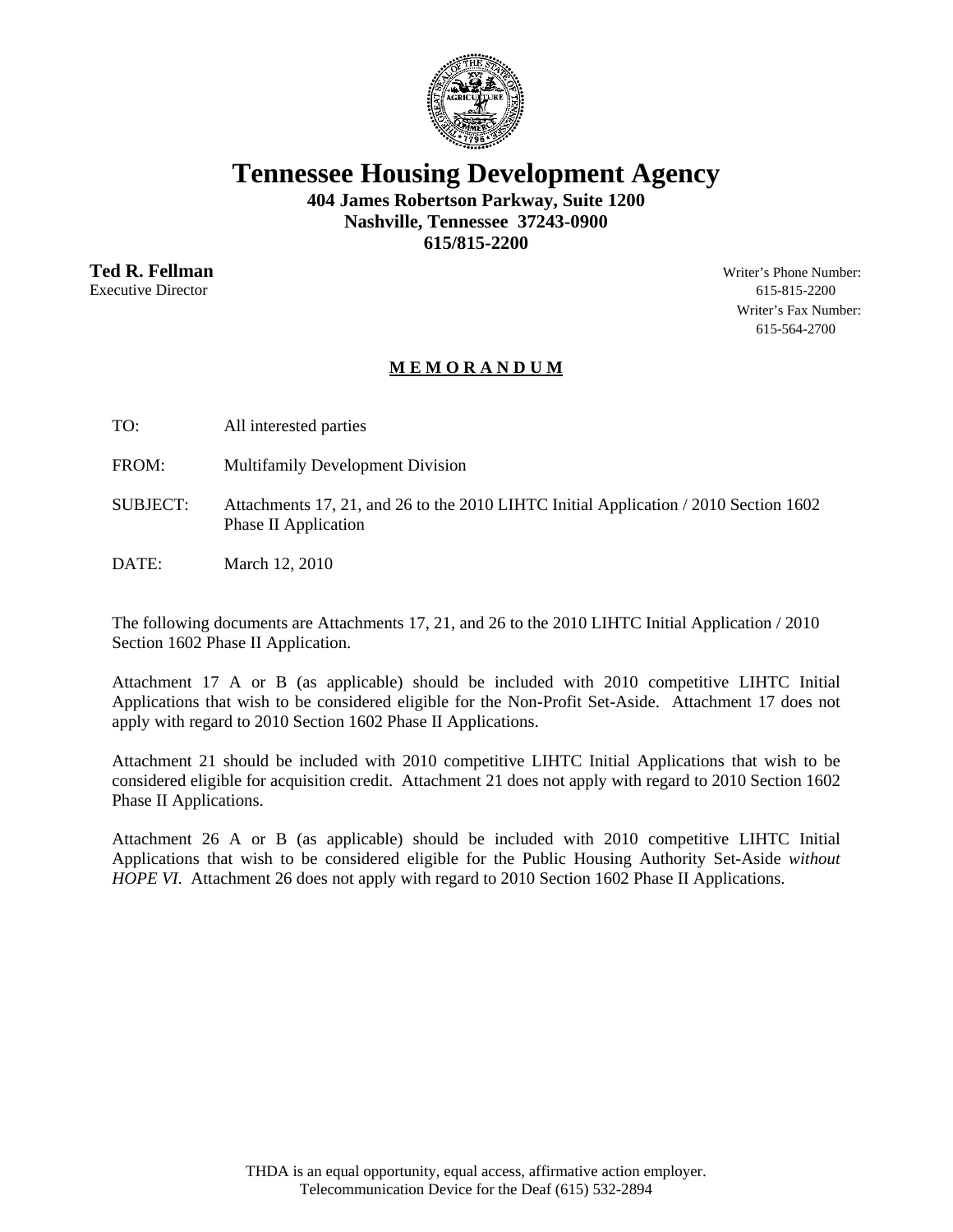# Tennessee Housing Development Agency

**404 James Robertson Parkway, Suite 1200**
**Nashville, Tennessee 37243-0900**
**615/815-2200**

**Ted R. Fellman**
Executive Director

Writer's Phone Number:
615-815-2200
Writer's Fax Number:
615-564-2700

## M E M O R A N D U M

TO: All interested parties

FROM: Multifamily Development Division

SUBJECT: Attachments 17, 21, and 26 to the 2010 LIHTC Initial Application / 2010 Section 1602 Phase II Application

DATE: March 12, 2010

The following documents are Attachments 17, 21, and 26 to the 2010 LIHTC Initial Application / 2010 Section 1602 Phase II Application.

Attachment 17 A or B (as applicable) should be included with 2010 competitive LIHTC Initial Applications that wish to be considered eligible for the Non-Profit Set-Aside. Attachment 17 does not apply with regard to 2010 Section 1602 Phase II Applications.

Attachment 21 should be included with 2010 competitive LIHTC Initial Applications that wish to be considered eligible for acquisition credit. Attachment 21 does not apply with regard to 2010 Section 1602 Phase II Applications.

Attachment 26 A or B (as applicable) should be included with 2010 competitive LIHTC Initial Applications that wish to be considered eligible for the Public Housing Authority Set-Aside *without HOPE VI*. Attachment 26 does not apply with regard to 2010 Section 1602 Phase II Applications.

THDA is an equal opportunity, equal access, affirmative action employer.
Telecommunication Device for the Deaf (615) 532-2894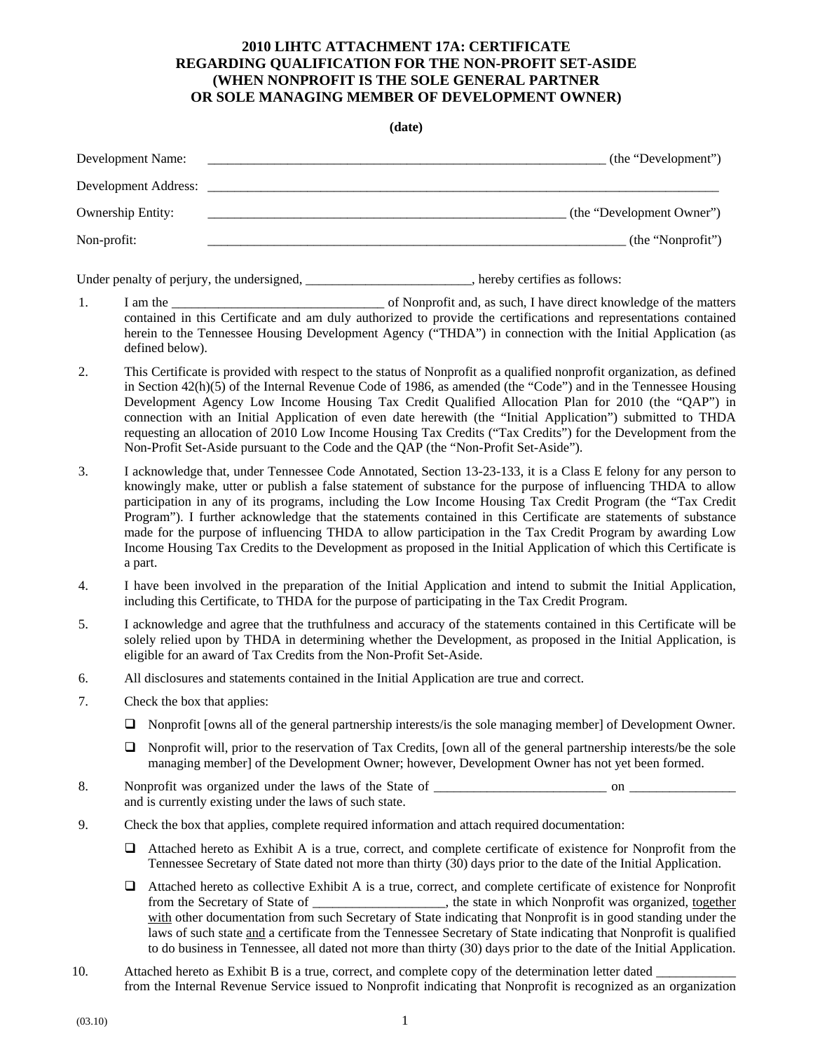# 2010 LIHTC ATTACHMENT 17A: CERTIFICATE REGARDING QUALIFICATION FOR THE NON-PROFIT SET-ASIDE (WHEN NONPROFIT IS THE SOLE GENERAL PARTNER OR SOLE MANAGING MEMBER OF DEVELOPMENT OWNER)

**(date)**

Development Name: \_\_\_\_\_\_\_\_\_\_\_\_\_\_\_\_\_\_\_\_\_\_\_\_\_\_\_\_\_\_\_\_\_\_\_\_\_\_\_\_\_\_\_\_\_\_\_\_\_\_\_\_\_\_\_\_\_\_\_\_ (the "Development")

Development Address: \_\_\_\_\_\_\_\_\_\_\_\_\_\_\_\_\_\_\_\_\_\_\_\_\_\_\_\_\_\_\_\_\_\_\_\_\_\_\_\_\_\_\_\_\_\_\_\_\_\_\_\_\_\_\_\_\_\_\_\_\_\_\_\_\_\_\_\_\_\_\_\_\_\_\_\_

Ownership Entity: \_\_\_\_\_\_\_\_\_\_\_\_\_\_\_\_\_\_\_\_\_\_\_\_\_\_\_\_\_\_\_\_\_\_\_\_\_\_\_\_\_\_\_\_\_\_\_\_\_\_\_\_\_\_\_\_ (the "Development Owner")

Non-profit: \_\_\_\_\_\_\_\_\_\_\_\_\_\_\_\_\_\_\_\_\_\_\_\_\_\_\_\_\_\_\_\_\_\_\_\_\_\_\_\_\_\_\_\_\_\_\_\_\_\_\_\_\_\_\_\_\_\_\_\_\_\_\_\_ (the "Nonprofit")

Under penalty of perjury, the undersigned, \_\_\_\_\_\_\_\_\_\_\_\_\_\_\_\_\_\_\_\_\_\_\_\_\_\_, hereby certifies as follows:

1. I am the \_\_\_\_\_\_\_\_\_\_\_\_\_\_\_\_\_\_\_\_\_\_\_\_\_\_\_\_\_\_\_\_\_ of Nonprofit and, as such, I have direct knowledge of the matters contained in this Certificate and am duly authorized to provide the certifications and representations contained herein to the Tennessee Housing Development Agency ("THDA") in connection with the Initial Application (as defined below).

2. This Certificate is provided with respect to the status of Nonprofit as a qualified nonprofit organization, as defined in Section 42(h)(5) of the Internal Revenue Code of 1986, as amended (the "Code") and in the Tennessee Housing Development Agency Low Income Housing Tax Credit Qualified Allocation Plan for 2010 (the "QAP") in connection with an Initial Application of even date herewith (the "Initial Application") submitted to THDA requesting an allocation of 2010 Low Income Housing Tax Credits ("Tax Credits") for the Development from the Non-Profit Set-Aside pursuant to the Code and the QAP (the "Non-Profit Set-Aside").

3. I acknowledge that, under Tennessee Code Annotated, Section 13-23-133, it is a Class E felony for any person to knowingly make, utter or publish a false statement of substance for the purpose of influencing THDA to allow participation in any of its programs, including the Low Income Housing Tax Credit Program (the "Tax Credit Program"). I further acknowledge that the statements contained in this Certificate are statements of substance made for the purpose of influencing THDA to allow participation in the Tax Credit Program by awarding Low Income Housing Tax Credits to the Development as proposed in the Initial Application of which this Certificate is a part.

4. I have been involved in the preparation of the Initial Application and intend to submit the Initial Application, including this Certificate, to THDA for the purpose of participating in the Tax Credit Program.

5. I acknowledge and agree that the truthfulness and accuracy of the statements contained in this Certificate will be solely relied upon by THDA in determining whether the Development, as proposed in the Initial Application, is eligible for an award of Tax Credits from the Non-Profit Set-Aside.

6. All disclosures and statements contained in the Initial Application are true and correct.

7. Check the box that applies:

   - ❑ Nonprofit [owns all of the general partnership interests/is the sole managing member] of Development Owner.
   - ❑ Nonprofit will, prior to the reservation of Tax Credits, [own all of the general partnership interests/be the sole managing member] of the Development Owner; however, Development Owner has not yet been formed.

8. Nonprofit was organized under the laws of the State of \_\_\_\_\_\_\_\_\_\_\_\_\_\_\_\_\_\_\_\_\_\_\_\_\_\_ on \_\_\_\_\_\_\_\_\_\_\_\_\_\_\_\_ and is currently existing under the laws of such state.

9. Check the box that applies, complete required information and attach required documentation:

   - ❑ Attached hereto as Exhibit A is a true, correct, and complete certificate of existence for Nonprofit from the Tennessee Secretary of State dated not more than thirty (30) days prior to the date of the Initial Application.
   - ❑ Attached hereto as collective Exhibit A is a true, correct, and complete certificate of existence for Nonprofit from the Secretary of State of \_\_\_\_\_\_\_\_\_\_\_\_\_\_\_\_\_\_\_\_, the state in which Nonprofit was organized, together with other documentation from such Secretary of State indicating that Nonprofit is in good standing under the laws of such state and a certificate from the Tennessee Secretary of State indicating that Nonprofit is qualified to do business in Tennessee, all dated not more than thirty (30) days prior to the date of the Initial Application.

10. Attached hereto as Exhibit B is a true, correct, and complete copy of the determination letter dated \_\_\_\_\_\_\_\_\_\_\_\_ from the Internal Revenue Service issued to Nonprofit indicating that Nonprofit is recognized as an organization

(03.10)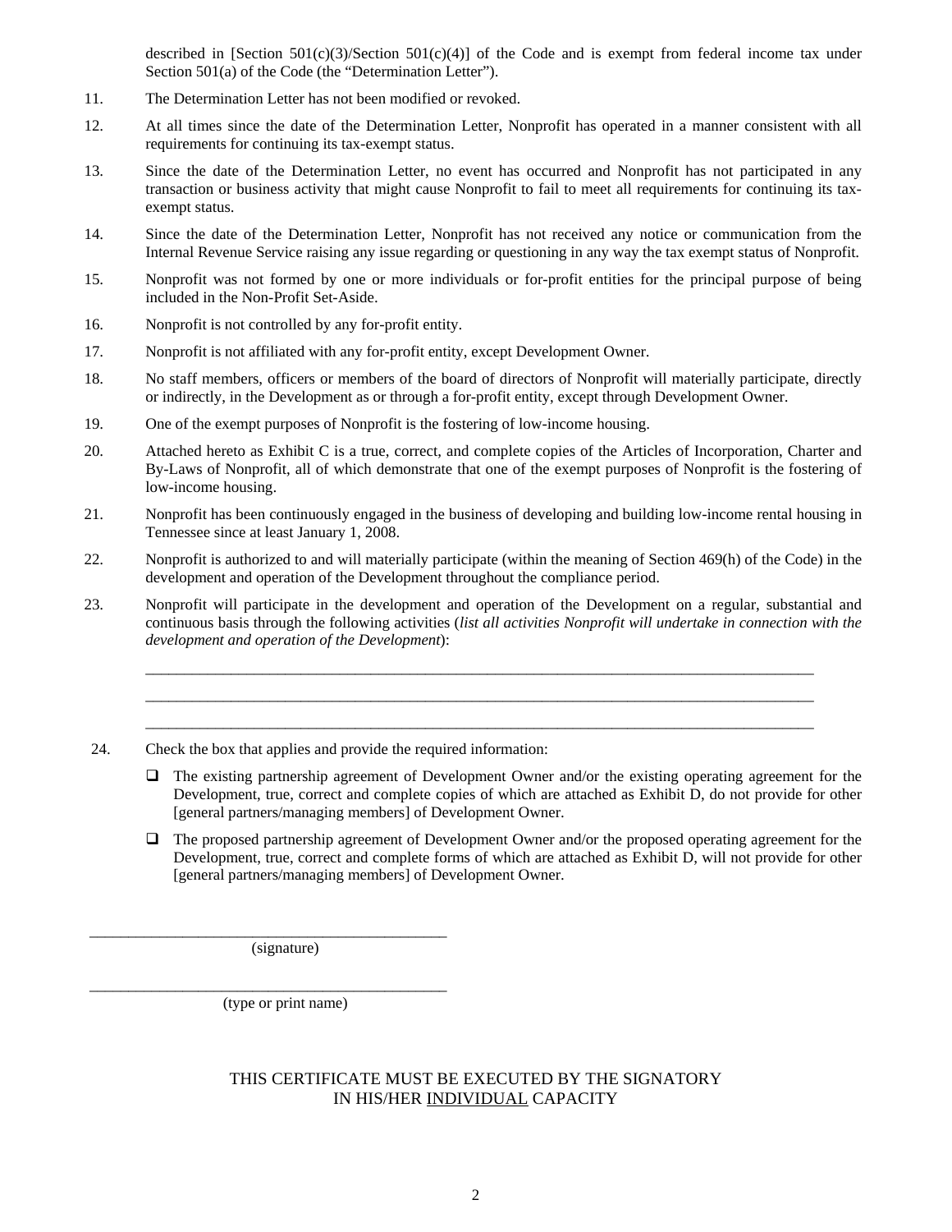described in [Section 501(c)(3)/Section 501(c)(4)] of the Code and is exempt from federal income tax under Section 501(a) of the Code (the "Determination Letter").

11. The Determination Letter has not been modified or revoked.

12. At all times since the date of the Determination Letter, Nonprofit has operated in a manner consistent with all requirements for continuing its tax-exempt status.

13. Since the date of the Determination Letter, no event has occurred and Nonprofit has not participated in any transaction or business activity that might cause Nonprofit to fail to meet all requirements for continuing its tax-exempt status.

14. Since the date of the Determination Letter, Nonprofit has not received any notice or communication from the Internal Revenue Service raising any issue regarding or questioning in any way the tax exempt status of Nonprofit.

15. Nonprofit was not formed by one or more individuals or for-profit entities for the principal purpose of being included in the Non-Profit Set-Aside.

16. Nonprofit is not controlled by any for-profit entity.

17. Nonprofit is not affiliated with any for-profit entity, except Development Owner.

18. No staff members, officers or members of the board of directors of Nonprofit will materially participate, directly or indirectly, in the Development as or through a for-profit entity, except through Development Owner.

19. One of the exempt purposes of Nonprofit is the fostering of low-income housing.

20. Attached hereto as Exhibit C is a true, correct, and complete copies of the Articles of Incorporation, Charter and By-Laws of Nonprofit, all of which demonstrate that one of the exempt purposes of Nonprofit is the fostering of low-income housing.

21. Nonprofit has been continuously engaged in the business of developing and building low-income rental housing in Tennessee since at least January 1, 2008.

22. Nonprofit is authorized to and will materially participate (within the meaning of Section 469(h) of the Code) in the development and operation of the Development throughout the compliance period.

23. Nonprofit will participate in the development and operation of the Development on a regular, substantial and continuous basis through the following activities (*list all activities Nonprofit will undertake in connection with the development and operation of the Development*):

    ______________________________________________________________________________________

    ______________________________________________________________________________________

    ______________________________________________________________________________________

24. Check the box that applies and provide the required information:

    ☐ The existing partnership agreement of Development Owner and/or the existing operating agreement for the Development, true, correct and complete copies of which are attached as Exhibit D, do not provide for other [general partners/managing members] of Development Owner.

    ☐ The proposed partnership agreement of Development Owner and/or the proposed operating agreement for the Development, true, correct and complete forms of which are attached as Exhibit D, will not provide for other [general partners/managing members] of Development Owner.

______________________________________________
(signature)

______________________________________________
(type or print name)

THIS CERTIFICATE MUST BE EXECUTED BY THE SIGNATORY
IN HIS/HER INDIVIDUAL CAPACITY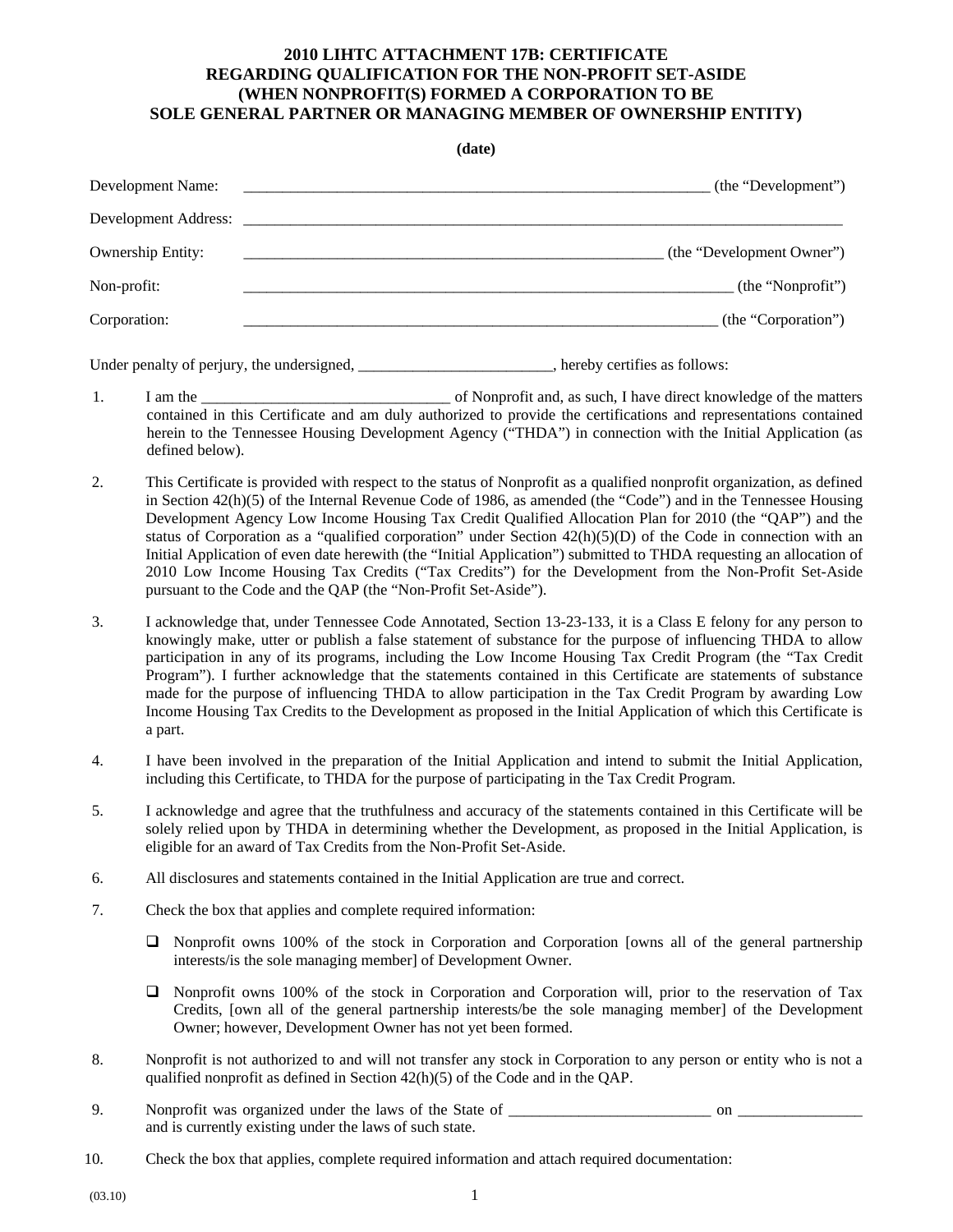# 2010 LIHTC ATTACHMENT 17B: CERTIFICATE REGARDING QUALIFICATION FOR THE NON-PROFIT SET-ASIDE (WHEN NONPROFIT(S) FORMED A CORPORATION TO BE SOLE GENERAL PARTNER OR MANAGING MEMBER OF OWNERSHIP ENTITY)

**(date)**

Development Name: _______________________________________________________________ (the "Development")

Development Address: ______________________________________________________________________________

Ownership Entity: _________________________________________________________ (the "Development Owner")

Non-profit: _____________________________________________________________________ (the "Nonprofit")

Corporation: _________________________________________________________________ (the "Corporation")

Under penalty of perjury, the undersigned, _________________________, hereby certifies as follows:

1. I am the ________________________________ of Nonprofit and, as such, I have direct knowledge of the matters contained in this Certificate and am duly authorized to provide the certifications and representations contained herein to the Tennessee Housing Development Agency ("THDA") in connection with the Initial Application (as defined below).

2. This Certificate is provided with respect to the status of Nonprofit as a qualified nonprofit organization, as defined in Section 42(h)(5) of the Internal Revenue Code of 1986, as amended (the "Code") and in the Tennessee Housing Development Agency Low Income Housing Tax Credit Qualified Allocation Plan for 2010 (the "QAP") and the status of Corporation as a "qualified corporation" under Section 42(h)(5)(D) of the Code in connection with an Initial Application of even date herewith (the "Initial Application") submitted to THDA requesting an allocation of 2010 Low Income Housing Tax Credits ("Tax Credits") for the Development from the Non-Profit Set-Aside pursuant to the Code and the QAP (the "Non-Profit Set-Aside").

3. I acknowledge that, under Tennessee Code Annotated, Section 13-23-133, it is a Class E felony for any person to knowingly make, utter or publish a false statement of substance for the purpose of influencing THDA to allow participation in any of its programs, including the Low Income Housing Tax Credit Program (the "Tax Credit Program"). I further acknowledge that the statements contained in this Certificate are statements of substance made for the purpose of influencing THDA to allow participation in the Tax Credit Program by awarding Low Income Housing Tax Credits to the Development as proposed in the Initial Application of which this Certificate is a part.

4. I have been involved in the preparation of the Initial Application and intend to submit the Initial Application, including this Certificate, to THDA for the purpose of participating in the Tax Credit Program.

5. I acknowledge and agree that the truthfulness and accuracy of the statements contained in this Certificate will be solely relied upon by THDA in determining whether the Development, as proposed in the Initial Application, is eligible for an award of Tax Credits from the Non-Profit Set-Aside.

6. All disclosures and statements contained in the Initial Application are true and correct.

7. Check the box that applies and complete required information:

   - ☐ Nonprofit owns 100% of the stock in Corporation and Corporation [owns all of the general partnership interests/is the sole managing member] of Development Owner.

   - ☐ Nonprofit owns 100% of the stock in Corporation and Corporation will, prior to the reservation of Tax Credits, [own all of the general partnership interests/be the sole managing member] of the Development Owner; however, Development Owner has not yet been formed.

8. Nonprofit is not authorized to and will not transfer any stock in Corporation to any person or entity who is not a qualified nonprofit as defined in Section 42(h)(5) of the Code and in the QAP.

9. Nonprofit was organized under the laws of the State of __________________________ on ________________ and is currently existing under the laws of such state.

10. Check the box that applies, complete required information and attach required documentation:

(03.10)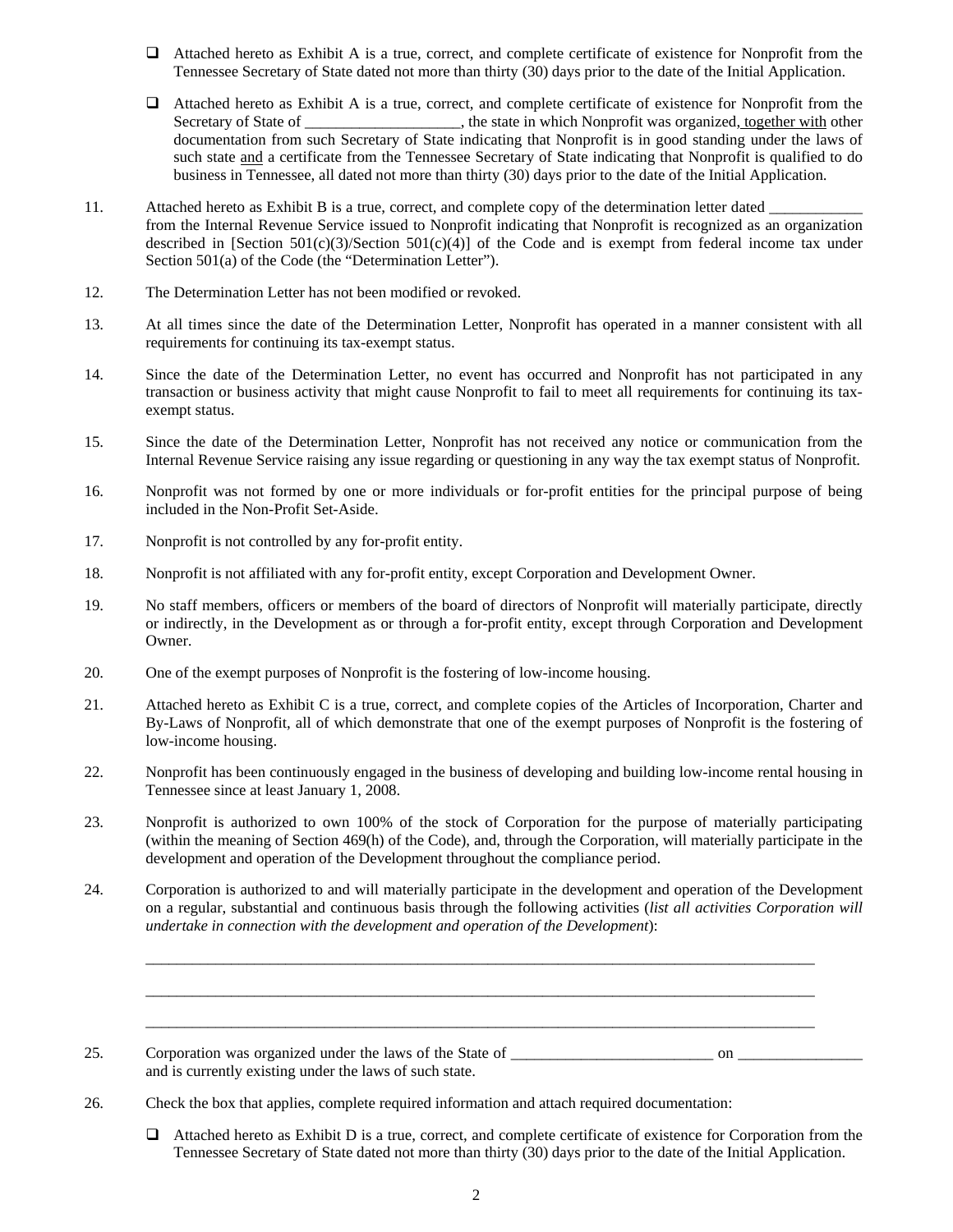- ❑ Attached hereto as Exhibit A is a true, correct, and complete certificate of existence for Nonprofit from the Tennessee Secretary of State dated not more than thirty (30) days prior to the date of the Initial Application.

- ❑ Attached hereto as Exhibit A is a true, correct, and complete certificate of existence for Nonprofit from the Secretary of State of ____________________, the state in which Nonprofit was organized, together with other documentation from such Secretary of State indicating that Nonprofit is in good standing under the laws of such state and a certificate from the Tennessee Secretary of State indicating that Nonprofit is qualified to do business in Tennessee, all dated not more than thirty (30) days prior to the date of the Initial Application.

11. Attached hereto as Exhibit B is a true, correct, and complete copy of the determination letter dated ____________ from the Internal Revenue Service issued to Nonprofit indicating that Nonprofit is recognized as an organization described in [Section 501(c)(3)/Section 501(c)(4)] of the Code and is exempt from federal income tax under Section 501(a) of the Code (the "Determination Letter").

12. The Determination Letter has not been modified or revoked.

13. At all times since the date of the Determination Letter, Nonprofit has operated in a manner consistent with all requirements for continuing its tax-exempt status.

14. Since the date of the Determination Letter, no event has occurred and Nonprofit has not participated in any transaction or business activity that might cause Nonprofit to fail to meet all requirements for continuing its tax-exempt status.

15. Since the date of the Determination Letter, Nonprofit has not received any notice or communication from the Internal Revenue Service raising any issue regarding or questioning in any way the tax exempt status of Nonprofit.

16. Nonprofit was not formed by one or more individuals or for-profit entities for the principal purpose of being included in the Non-Profit Set-Aside.

17. Nonprofit is not controlled by any for-profit entity.

18. Nonprofit is not affiliated with any for-profit entity, except Corporation and Development Owner.

19. No staff members, officers or members of the board of directors of Nonprofit will materially participate, directly or indirectly, in the Development as or through a for-profit entity, except through Corporation and Development Owner.

20. One of the exempt purposes of Nonprofit is the fostering of low-income housing.

21. Attached hereto as Exhibit C is a true, correct, and complete copies of the Articles of Incorporation, Charter and By-Laws of Nonprofit, all of which demonstrate that one of the exempt purposes of Nonprofit is the fostering of low-income housing.

22. Nonprofit has been continuously engaged in the business of developing and building low-income rental housing in Tennessee since at least January 1, 2008.

23. Nonprofit is authorized to own 100% of the stock of Corporation for the purpose of materially participating (within the meaning of Section 469(h) of the Code), and, through the Corporation, will materially participate in the development and operation of the Development throughout the compliance period.

24. Corporation is authorized to and will materially participate in the development and operation of the Development on a regular, substantial and continuous basis through the following activities (*list all activities Corporation will undertake in connection with the development and operation of the Development*):

    ________________________________________________________________________________________

    ________________________________________________________________________________________

    ________________________________________________________________________________________

25. Corporation was organized under the laws of the State of __________________________ on ________________ and is currently existing under the laws of such state.

26. Check the box that applies, complete required information and attach required documentation:

    - ❑ Attached hereto as Exhibit D is a true, correct, and complete certificate of existence for Corporation from the Tennessee Secretary of State dated not more than thirty (30) days prior to the date of the Initial Application.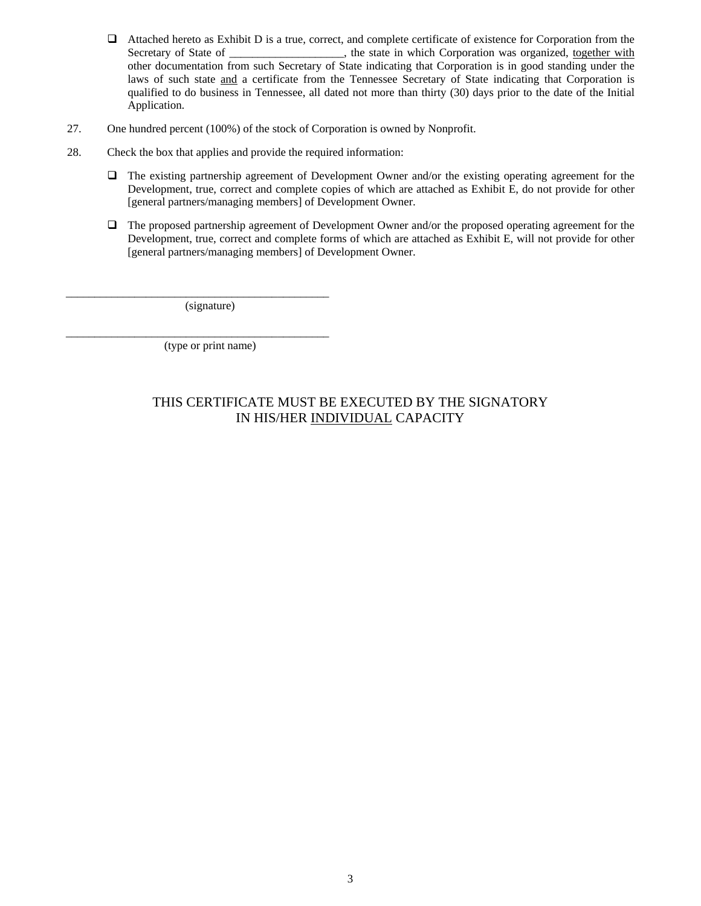- ☐ Attached hereto as Exhibit D is a true, correct, and complete certificate of existence for Corporation from the Secretary of State of ___________________, the state in which Corporation was organized, <u>together with</u> other documentation from such Secretary of State indicating that Corporation is in good standing under the laws of such state <u>and</u> a certificate from the Tennessee Secretary of State indicating that Corporation is qualified to do business in Tennessee, all dated not more than thirty (30) days prior to the date of the Initial Application.

27. One hundred percent (100%) of the stock of Corporation is owned by Nonprofit.

28. Check the box that applies and provide the required information:

- ☐ The existing partnership agreement of Development Owner and/or the existing operating agreement for the Development, true, correct and complete copies of which are attached as Exhibit E, do not provide for other [general partners/managing members] of Development Owner.

- ☐ The proposed partnership agreement of Development Owner and/or the proposed operating agreement for the Development, true, correct and complete forms of which are attached as Exhibit E, will not provide for other [general partners/managing members] of Development Owner.

_______________________________________________
(signature)

_______________________________________________
(type or print name)

THIS CERTIFICATE MUST BE EXECUTED BY THE SIGNATORY IN HIS/HER <u>INDIVIDUAL</u> CAPACITY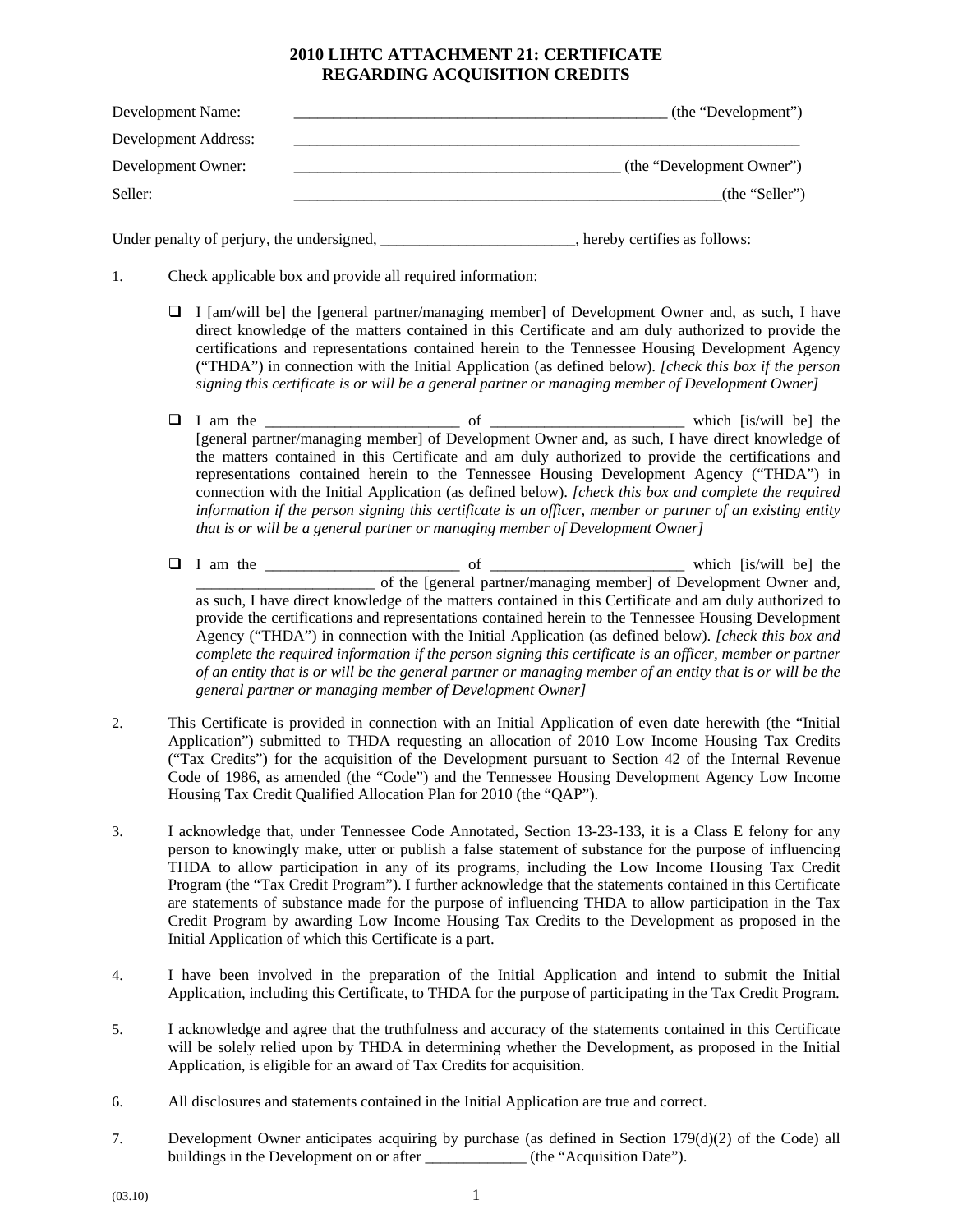# 2010 LIHTC ATTACHMENT 21: CERTIFICATE REGARDING ACQUISITION CREDITS

Development Name: __________________________________________________ (the "Development")

Development Address: ______________________________________________________________________

Development Owner: ___________________________________________ (the "Development Owner")

Seller: __________________________________________________________(the "Seller")

Under penalty of perjury, the undersigned, _________________________, hereby certifies as follows:

1. Check applicable box and provide all required information:

   - ❑ I [am/will be] the [general partner/managing member] of Development Owner and, as such, I have direct knowledge of the matters contained in this Certificate and am duly authorized to provide the certifications and representations contained herein to the Tennessee Housing Development Agency ("THDA") in connection with the Initial Application (as defined below). *[check this box if the person signing this certificate is or will be a general partner or managing member of Development Owner]*

   - ❑ I am the _________________________ of _________________________ which [is/will be] the [general partner/managing member] of Development Owner and, as such, I have direct knowledge of the matters contained in this Certificate and am duly authorized to provide the certifications and representations contained herein to the Tennessee Housing Development Agency ("THDA") in connection with the Initial Application (as defined below). *[check this box and complete the required information if the person signing this certificate is an officer, member or partner of an existing entity that is or will be a general partner or managing member of Development Owner]*

   - ❑ I am the _________________________ of _________________________ which [is/will be] the _______________________ of the [general partner/managing member] of Development Owner and, as such, I have direct knowledge of the matters contained in this Certificate and am duly authorized to provide the certifications and representations contained herein to the Tennessee Housing Development Agency ("THDA") in connection with the Initial Application (as defined below). *[check this box and complete the required information if the person signing this certificate is an officer, member or partner of an entity that is or will be the general partner or managing member of an entity that is or will be the general partner or managing member of Development Owner]*

2. This Certificate is provided in connection with an Initial Application of even date herewith (the "Initial Application") submitted to THDA requesting an allocation of 2010 Low Income Housing Tax Credits ("Tax Credits") for the acquisition of the Development pursuant to Section 42 of the Internal Revenue Code of 1986, as amended (the "Code") and the Tennessee Housing Development Agency Low Income Housing Tax Credit Qualified Allocation Plan for 2010 (the "QAP").

3. I acknowledge that, under Tennessee Code Annotated, Section 13-23-133, it is a Class E felony for any person to knowingly make, utter or publish a false statement of substance for the purpose of influencing THDA to allow participation in any of its programs, including the Low Income Housing Tax Credit Program (the "Tax Credit Program"). I further acknowledge that the statements contained in this Certificate are statements of substance made for the purpose of influencing THDA to allow participation in the Tax Credit Program by awarding Low Income Housing Tax Credits to the Development as proposed in the Initial Application of which this Certificate is a part.

4. I have been involved in the preparation of the Initial Application and intend to submit the Initial Application, including this Certificate, to THDA for the purpose of participating in the Tax Credit Program.

5. I acknowledge and agree that the truthfulness and accuracy of the statements contained in this Certificate will be solely relied upon by THDA in determining whether the Development, as proposed in the Initial Application, is eligible for an award of Tax Credits for acquisition.

6. All disclosures and statements contained in the Initial Application are true and correct.

7. Development Owner anticipates acquiring by purchase (as defined in Section 179(d)(2) of the Code) all buildings in the Development on or after _____________ (the "Acquisition Date").

(03.10)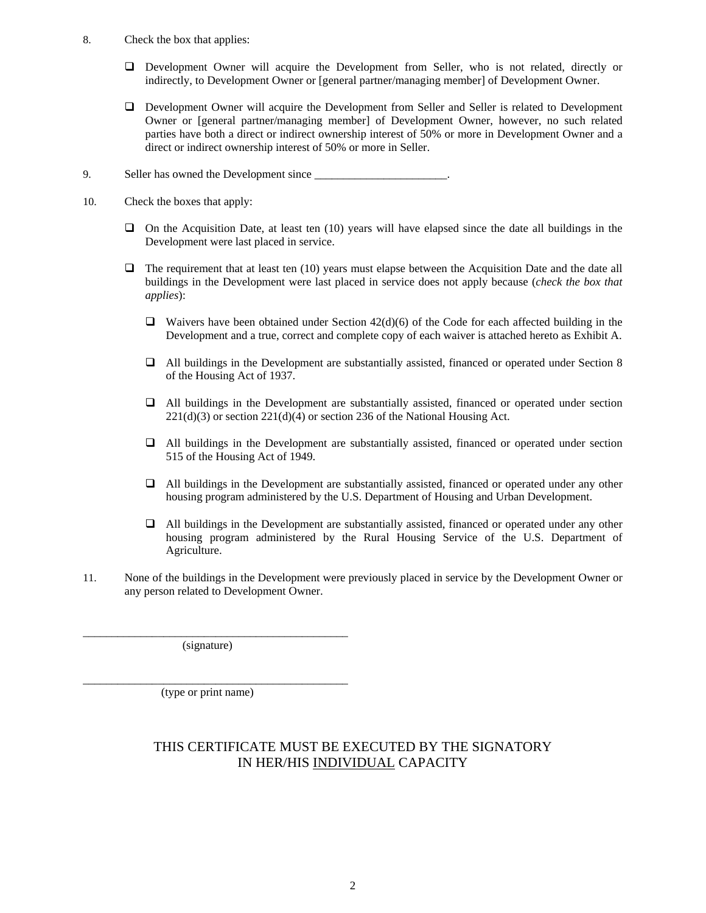8. Check the box that applies:

   ❑ Development Owner will acquire the Development from Seller, who is not related, directly or indirectly, to Development Owner or [general partner/managing member] of Development Owner.

   ❑ Development Owner will acquire the Development from Seller and Seller is related to Development Owner or [general partner/managing member] of Development Owner, however, no such related parties have both a direct or indirect ownership interest of 50% or more in Development Owner and a direct or indirect ownership interest of 50% or more in Seller.

9. Seller has owned the Development since _______________________.

10. Check the boxes that apply:

    ❑ On the Acquisition Date, at least ten (10) years will have elapsed since the date all buildings in the Development were last placed in service.

    ❑ The requirement that at least ten (10) years must elapse between the Acquisition Date and the date all buildings in the Development were last placed in service does not apply because (*check the box that applies*):

       ❑ Waivers have been obtained under Section 42(d)(6) of the Code for each affected building in the Development and a true, correct and complete copy of each waiver is attached hereto as Exhibit A.

       ❑ All buildings in the Development are substantially assisted, financed or operated under Section 8 of the Housing Act of 1937.

       ❑ All buildings in the Development are substantially assisted, financed or operated under section 221(d)(3) or section 221(d)(4) or section 236 of the National Housing Act.

       ❑ All buildings in the Development are substantially assisted, financed or operated under section 515 of the Housing Act of 1949.

       ❑ All buildings in the Development are substantially assisted, financed or operated under any other housing program administered by the U.S. Department of Housing and Urban Development.

       ❑ All buildings in the Development are substantially assisted, financed or operated under any other housing program administered by the Rural Housing Service of the U.S. Department of Agriculture.

11. None of the buildings in the Development were previously placed in service by the Development Owner or any person related to Development Owner.

_______________________________________________
(signature)

_______________________________________________
(type or print name)

THIS CERTIFICATE MUST BE EXECUTED BY THE SIGNATORY IN HER/HIS INDIVIDUAL CAPACITY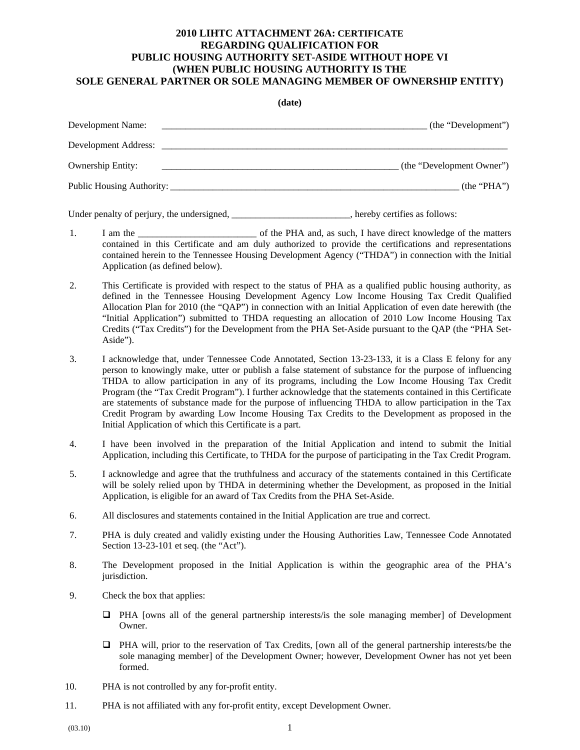# 2010 LIHTC ATTACHMENT 26A: CERTIFICATE REGARDING QUALIFICATION FOR PUBLIC HOUSING AUTHORITY SET-ASIDE WITHOUT HOPE VI (WHEN PUBLIC HOUSING AUTHORITY IS THE SOLE GENERAL PARTNER OR SOLE MANAGING MEMBER OF OWNERSHIP ENTITY)

**(date)**

Development Name: _______________________________________________________ (the "Development")

Development Address: ___________________________________________________________________________

Ownership Entity: ___________________________________________________ (the "Development Owner")

Public Housing Authority: _____________________________________________________________ (the "PHA")

Under penalty of perjury, the undersigned, _________________________, hereby certifies as follows:

1. I am the _________________________ of the PHA and, as such, I have direct knowledge of the matters contained in this Certificate and am duly authorized to provide the certifications and representations contained herein to the Tennessee Housing Development Agency ("THDA") in connection with the Initial Application (as defined below).

2. This Certificate is provided with respect to the status of PHA as a qualified public housing authority, as defined in the Tennessee Housing Development Agency Low Income Housing Tax Credit Qualified Allocation Plan for 2010 (the "QAP") in connection with an Initial Application of even date herewith (the "Initial Application") submitted to THDA requesting an allocation of 2010 Low Income Housing Tax Credits ("Tax Credits") for the Development from the PHA Set-Aside pursuant to the QAP (the "PHA Set-Aside").

3. I acknowledge that, under Tennessee Code Annotated, Section 13-23-133, it is a Class E felony for any person to knowingly make, utter or publish a false statement of substance for the purpose of influencing THDA to allow participation in any of its programs, including the Low Income Housing Tax Credit Program (the "Tax Credit Program"). I further acknowledge that the statements contained in this Certificate are statements of substance made for the purpose of influencing THDA to allow participation in the Tax Credit Program by awarding Low Income Housing Tax Credits to the Development as proposed in the Initial Application of which this Certificate is a part.

4. I have been involved in the preparation of the Initial Application and intend to submit the Initial Application, including this Certificate, to THDA for the purpose of participating in the Tax Credit Program.

5. I acknowledge and agree that the truthfulness and accuracy of the statements contained in this Certificate will be solely relied upon by THDA in determining whether the Development, as proposed in the Initial Application, is eligible for an award of Tax Credits from the PHA Set-Aside.

6. All disclosures and statements contained in the Initial Application are true and correct.

7. PHA is duly created and validly existing under the Housing Authorities Law, Tennessee Code Annotated Section 13-23-101 et seq. (the "Act").

8. The Development proposed in the Initial Application is within the geographic area of the PHA's jurisdiction.

9. Check the box that applies:

   - ☐ PHA [owns all of the general partnership interests/is the sole managing member] of Development Owner.
   - ☐ PHA will, prior to the reservation of Tax Credits, [own all of the general partnership interests/be the sole managing member] of the Development Owner; however, Development Owner has not yet been formed.

10. PHA is not controlled by any for-profit entity.

11. PHA is not affiliated with any for-profit entity, except Development Owner.

(03.10)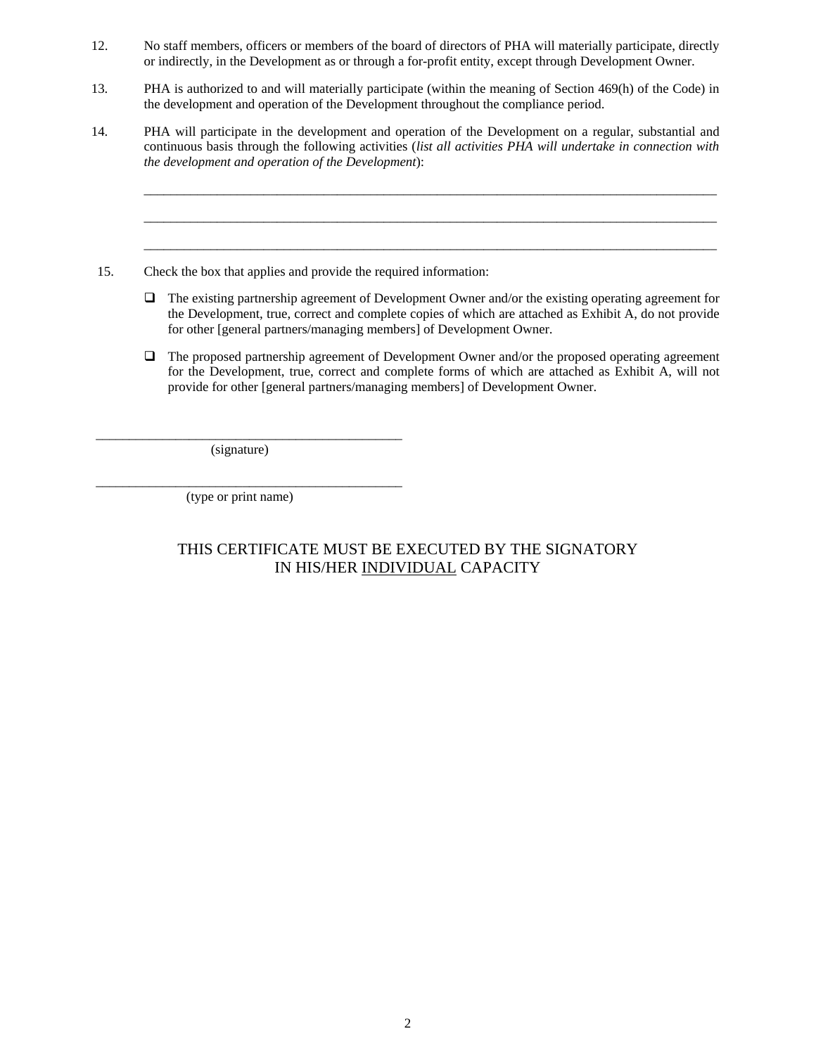12. No staff members, officers or members of the board of directors of PHA will materially participate, directly or indirectly, in the Development as or through a for-profit entity, except through Development Owner.

13. PHA is authorized to and will materially participate (within the meaning of Section 469(h) of the Code) in the development and operation of the Development throughout the compliance period.

14. PHA will participate in the development and operation of the Development on a regular, substantial and continuous basis through the following activities (*list all activities PHA will undertake in connection with the development and operation of the Development*):

    ______________________________________________________________________________

    ______________________________________________________________________________

    ______________________________________________________________________________

15. Check the box that applies and provide the required information:

    ❑ The existing partnership agreement of Development Owner and/or the existing operating agreement for the Development, true, correct and complete copies of which are attached as Exhibit A, do not provide for other [general partners/managing members] of Development Owner.

    ❑ The proposed partnership agreement of Development Owner and/or the proposed operating agreement for the Development, true, correct and complete forms of which are attached as Exhibit A, will not provide for other [general partners/managing members] of Development Owner.

_______________________________________________
(signature)

_______________________________________________
(type or print name)

THIS CERTIFICATE MUST BE EXECUTED BY THE SIGNATORY IN HIS/HER INDIVIDUAL CAPACITY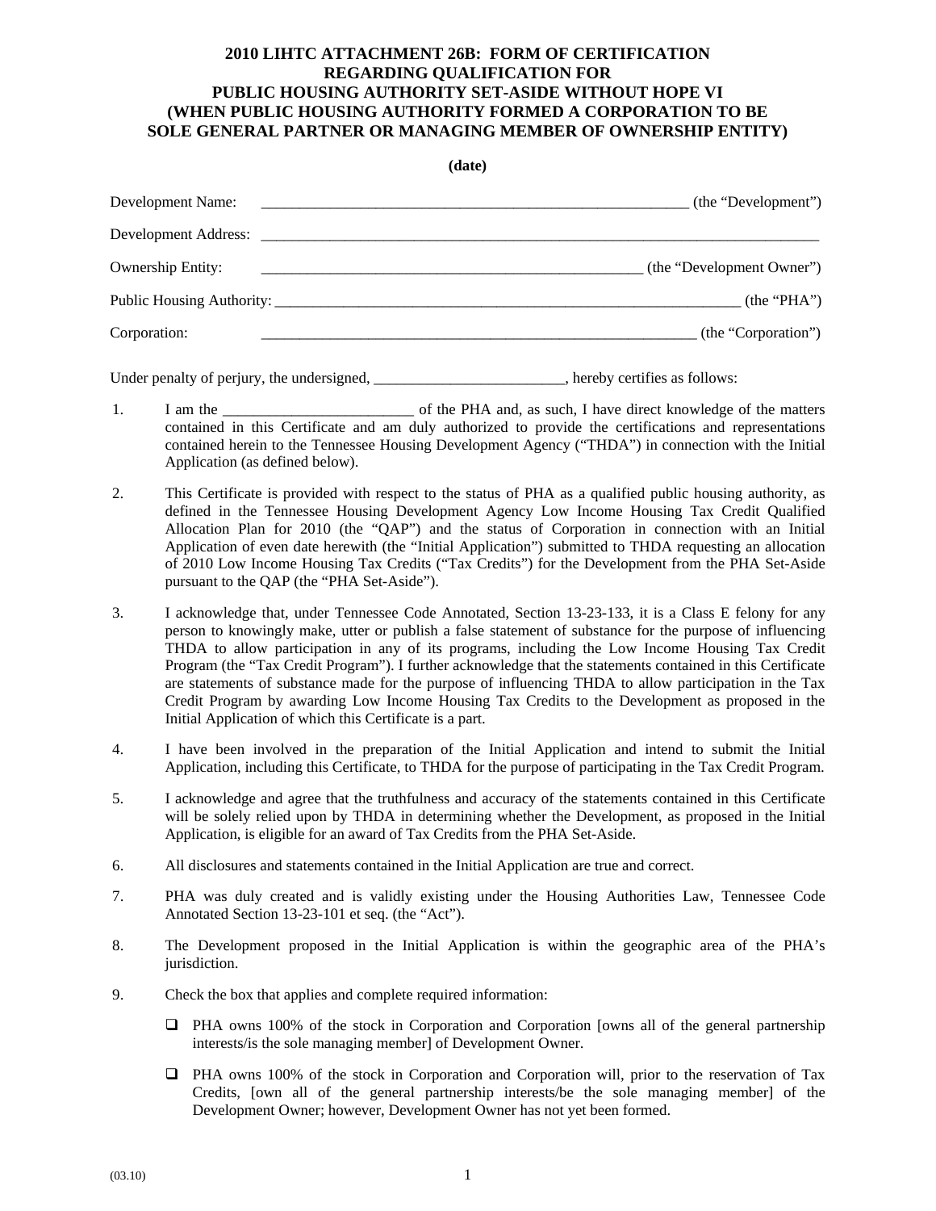# 2010 LIHTC ATTACHMENT 26B: FORM OF CERTIFICATION REGARDING QUALIFICATION FOR PUBLIC HOUSING AUTHORITY SET-ASIDE WITHOUT HOPE VI (WHEN PUBLIC HOUSING AUTHORITY FORMED A CORPORATION TO BE SOLE GENERAL PARTNER OR MANAGING MEMBER OF OWNERSHIP ENTITY)

**(date)**

Development Name: ________________________________________________________ (the "Development")

Development Address: ________________________________________________________________________

Ownership Entity: ___________________________________________________ (the "Development Owner")

Public Housing Authority: _______________________________________________________________ (the "PHA")

Corporation: __________________________________________________________ (the "Corporation")

Under penalty of perjury, the undersigned, ________________________, hereby certifies as follows:

1. I am the ________________________ of the PHA and, as such, I have direct knowledge of the matters contained in this Certificate and am duly authorized to provide the certifications and representations contained herein to the Tennessee Housing Development Agency ("THDA") in connection with the Initial Application (as defined below).

2. This Certificate is provided with respect to the status of PHA as a qualified public housing authority, as defined in the Tennessee Housing Development Agency Low Income Housing Tax Credit Qualified Allocation Plan for 2010 (the "QAP") and the status of Corporation in connection with an Initial Application of even date herewith (the "Initial Application") submitted to THDA requesting an allocation of 2010 Low Income Housing Tax Credits ("Tax Credits") for the Development from the PHA Set-Aside pursuant to the QAP (the "PHA Set-Aside").

3. I acknowledge that, under Tennessee Code Annotated, Section 13-23-133, it is a Class E felony for any person to knowingly make, utter or publish a false statement of substance for the purpose of influencing THDA to allow participation in any of its programs, including the Low Income Housing Tax Credit Program (the "Tax Credit Program"). I further acknowledge that the statements contained in this Certificate are statements of substance made for the purpose of influencing THDA to allow participation in the Tax Credit Program by awarding Low Income Housing Tax Credits to the Development as proposed in the Initial Application of which this Certificate is a part.

4. I have been involved in the preparation of the Initial Application and intend to submit the Initial Application, including this Certificate, to THDA for the purpose of participating in the Tax Credit Program.

5. I acknowledge and agree that the truthfulness and accuracy of the statements contained in this Certificate will be solely relied upon by THDA in determining whether the Development, as proposed in the Initial Application, is eligible for an award of Tax Credits from the PHA Set-Aside.

6. All disclosures and statements contained in the Initial Application are true and correct.

7. PHA was duly created and is validly existing under the Housing Authorities Law, Tennessee Code Annotated Section 13-23-101 et seq. (the "Act").

8. The Development proposed in the Initial Application is within the geographic area of the PHA's jurisdiction.

9. Check the box that applies and complete required information:

   - ☐ PHA owns 100% of the stock in Corporation and Corporation [owns all of the general partnership interests/is the sole managing member] of Development Owner.

   - ☐ PHA owns 100% of the stock in Corporation and Corporation will, prior to the reservation of Tax Credits, [own all of the general partnership interests/be the sole managing member] of the Development Owner; however, Development Owner has not yet been formed.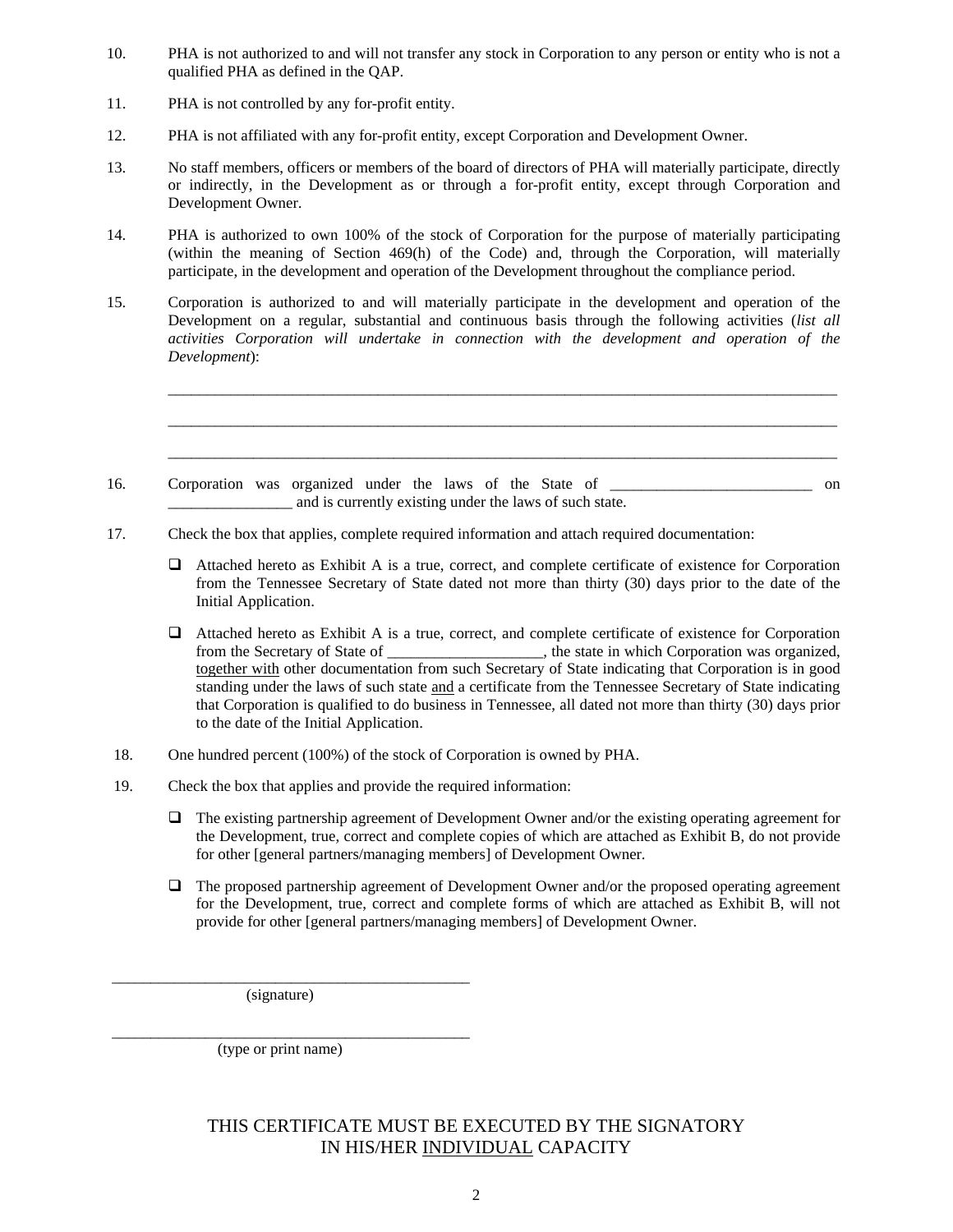10. PHA is not authorized to and will not transfer any stock in Corporation to any person or entity who is not a qualified PHA as defined in the QAP.

11. PHA is not controlled by any for-profit entity.

12. PHA is not affiliated with any for-profit entity, except Corporation and Development Owner.

13. No staff members, officers or members of the board of directors of PHA will materially participate, directly or indirectly, in the Development as or through a for-profit entity, except through Corporation and Development Owner.

14. PHA is authorized to own 100% of the stock of Corporation for the purpose of materially participating (within the meaning of Section 469(h) of the Code) and, through the Corporation, will materially participate, in the development and operation of the Development throughout the compliance period.

15. Corporation is authorized to and will materially participate in the development and operation of the Development on a regular, substantial and continuous basis through the following activities (*list all activities Corporation will undertake in connection with the development and operation of the Development*):

    ___________________________________________________________________________

    ___________________________________________________________________________

    ___________________________________________________________________________

16. Corporation was organized under the laws of the State of __________________________ on ________________ and is currently existing under the laws of such state.

17. Check the box that applies, complete required information and attach required documentation:

    ❑ Attached hereto as Exhibit A is a true, correct, and complete certificate of existence for Corporation from the Tennessee Secretary of State dated not more than thirty (30) days prior to the date of the Initial Application.

    ❑ Attached hereto as Exhibit A is a true, correct, and complete certificate of existence for Corporation from the Secretary of State of ___________________, the state in which Corporation was organized, <u>together with</u> other documentation from such Secretary of State indicating that Corporation is in good standing under the laws of such state <u>and</u> a certificate from the Tennessee Secretary of State indicating that Corporation is qualified to do business in Tennessee, all dated not more than thirty (30) days prior to the date of the Initial Application.

18. One hundred percent (100%) of the stock of Corporation is owned by PHA.

19. Check the box that applies and provide the required information:

    ❑ The existing partnership agreement of Development Owner and/or the existing operating agreement for the Development, true, correct and complete copies of which are attached as Exhibit B, do not provide for other [general partners/managing members] of Development Owner.

    ❑ The proposed partnership agreement of Development Owner and/or the proposed operating agreement for the Development, true, correct and complete forms of which are attached as Exhibit B, will not provide for other [general partners/managing members] of Development Owner.

_____________________________________________
(signature)

_____________________________________________
(type or print name)

THIS CERTIFICATE MUST BE EXECUTED BY THE SIGNATORY IN HIS/HER <u>INDIVIDUAL</u> CAPACITY